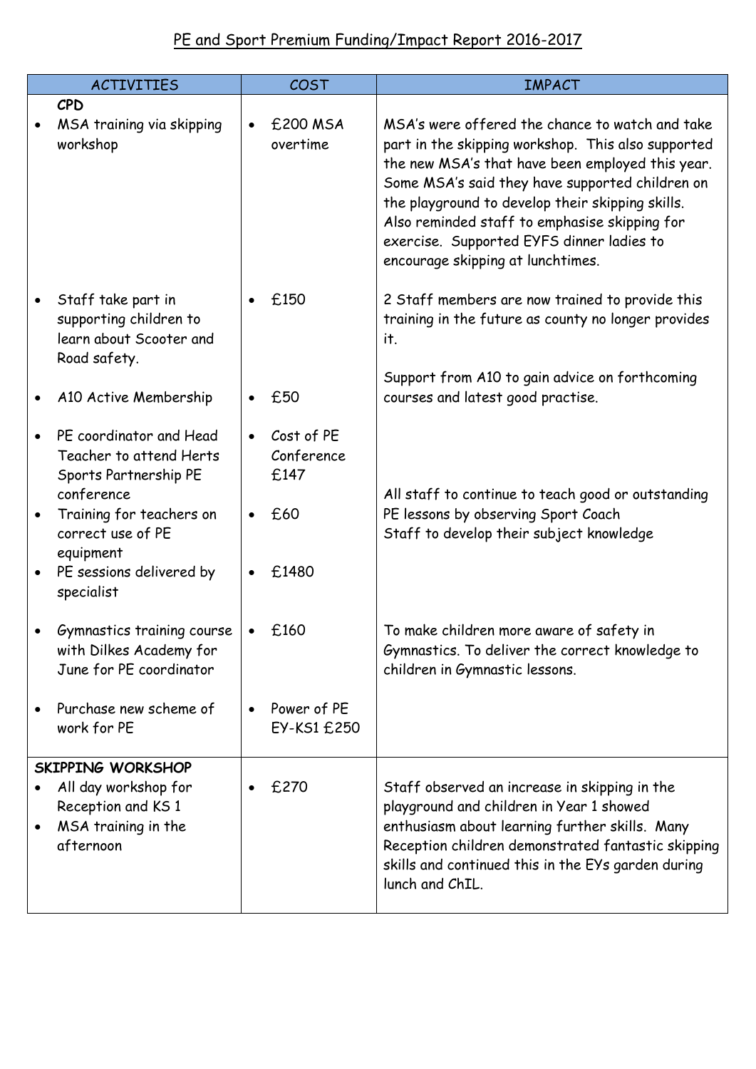# PE and Sport Premium Funding/Impact Report 2016-2017

| ACTIVITIES | COST | IMPACT |
|---|---|---|
| **CPD**<br>• MSA training via skipping workshop | • £200 MSA overtime | MSA's were offered the chance to watch and take part in the skipping workshop. This also supported the new MSA's that have been employed this year. Some MSA's said they have supported children on the playground to develop their skipping skills. Also reminded staff to emphasise skipping for exercise. Supported EYFS dinner ladies to encourage skipping at lunchtimes. |
| • Staff take part in supporting children to learn about Scooter and Road safety. | • £150 | 2 Staff members are now trained to provide this training in the future as county no longer provides it. |
| • A10 Active Membership | • £50 | Support from A10 to gain advice on forthcoming courses and latest good practise. |
| • PE coordinator and Head Teacher to attend Herts Sports Partnership PE conference<br>• Training for teachers on correct use of PE equipment<br>• PE sessions delivered by specialist | • Cost of PE Conference £147<br>• £60<br>• £1480 | All staff to continue to teach good or outstanding PE lessons by observing Sport Coach<br>Staff to develop their subject knowledge |
| • Gymnastics training course with Dilkes Academy for June for PE coordinator | • £160 | To make children more aware of safety in Gymnastics. To deliver the correct knowledge to children in Gymnastic lessons. |
| • Purchase new scheme of work for PE | • Power of PE EY-KS1 £250 | |
| **SKIPPING WORKSHOP**<br>• All day workshop for Reception and KS 1<br>• MSA training in the afternoon | • £270 | Staff observed an increase in skipping in the playground and children in Year 1 showed enthusiasm about learning further skills. Many Reception children demonstrated fantastic skipping skills and continued this in the EYs garden during lunch and ChIL. |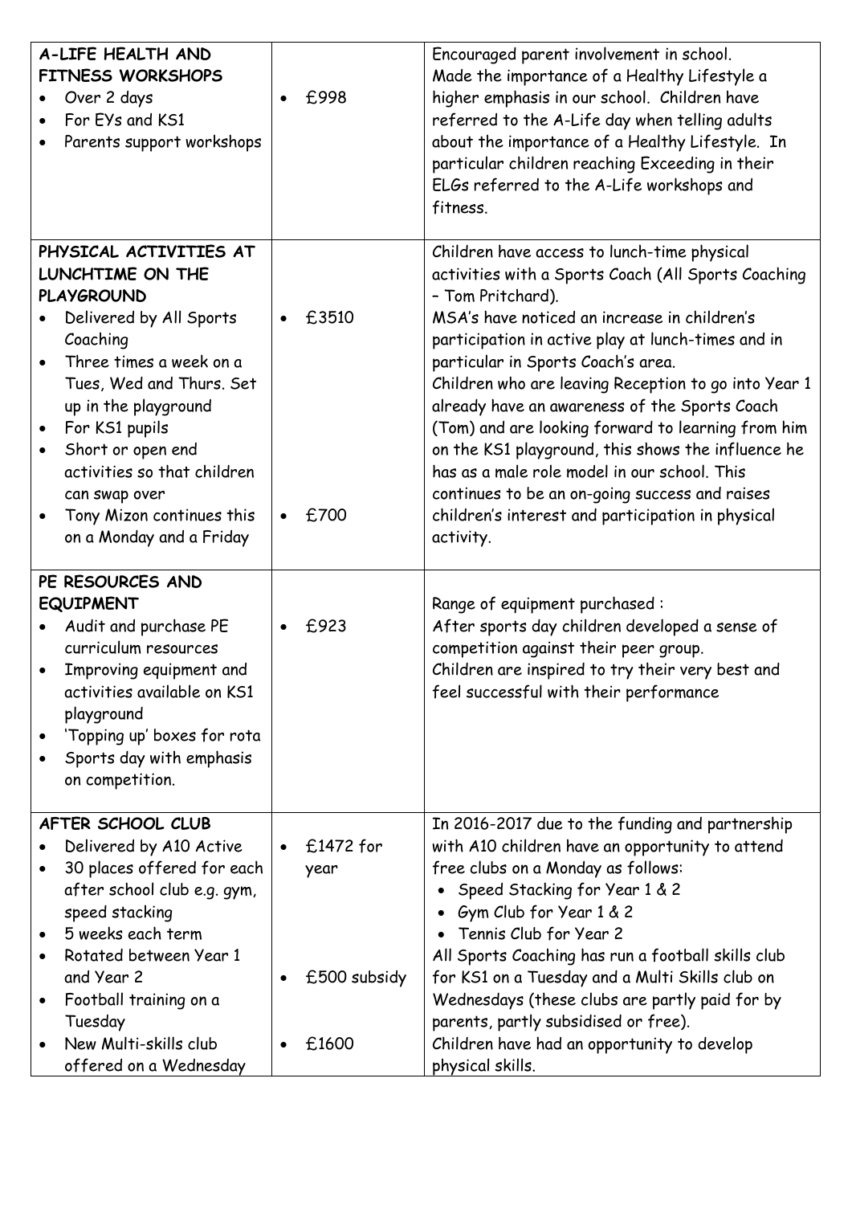| | | |
|---|---|---|
| **A-LIFE HEALTH AND FITNESS WORKSHOPS**<br>• Over 2 days<br>• For EYs and KS1<br>• Parents support workshops | • £998 | Encouraged parent involvement in school.<br>Made the importance of a Healthy Lifestyle a higher emphasis in our school. Children have referred to the A-Life day when telling adults about the importance of a Healthy Lifestyle. In particular children reaching Exceeding in their ELGs referred to the A-Life workshops and fitness. |
| **PHYSICAL ACTIVITIES AT LUNCHTIME ON THE PLAYGROUND**<br>• Delivered by All Sports Coaching<br>• Three times a week on a Tues, Wed and Thurs. Set up in the playground<br>• For KS1 pupils<br>• Short or open end activities so that children can swap over<br>• Tony Mizon continues this on a Monday and a Friday | • £3510<br><br><br><br><br><br>• £700 | Children have access to lunch-time physical activities with a Sports Coach (All Sports Coaching – Tom Pritchard).<br>MSA's have noticed an increase in children's participation in active play at lunch-times and in particular in Sports Coach's area.<br>Children who are leaving Reception to go into Year 1 already have an awareness of the Sports Coach (Tom) and are looking forward to learning from him on the KS1 playground, this shows the influence he has as a male role model in our school. This continues to be an on-going success and raises children's interest and participation in physical activity. |
| **PE RESOURCES AND EQUIPMENT**<br>• Audit and purchase PE curriculum resources<br>• Improving equipment and activities available on KS1 playground<br>• 'Topping up' boxes for rota<br>• Sports day with emphasis on competition. | • £923 | Range of equipment purchased :<br>After sports day children developed a sense of competition against their peer group.<br>Children are inspired to try their very best and feel successful with their performance |
| **AFTER SCHOOL CLUB**<br>• Delivered by A10 Active<br>• 30 places offered for each after school club e.g. gym, speed stacking<br>• 5 weeks each term<br>• Rotated between Year 1 and Year 2<br>• Football training on a Tuesday<br>• New Multi-skills club offered on a Wednesday | • £1472 for year<br><br><br><br>• £500 subsidy<br><br>• £1600 | In 2016-2017 due to the funding and partnership with A10 children have an opportunity to attend free clubs on a Monday as follows:<br>• Speed Stacking for Year 1 & 2<br>• Gym Club for Year 1 & 2<br>• Tennis Club for Year 2<br>All Sports Coaching has run a football skills club for KS1 on a Tuesday and a Multi Skills club on Wednesdays (these clubs are partly paid for by parents, partly subsidised or free).<br>Children have had an opportunity to develop physical skills. |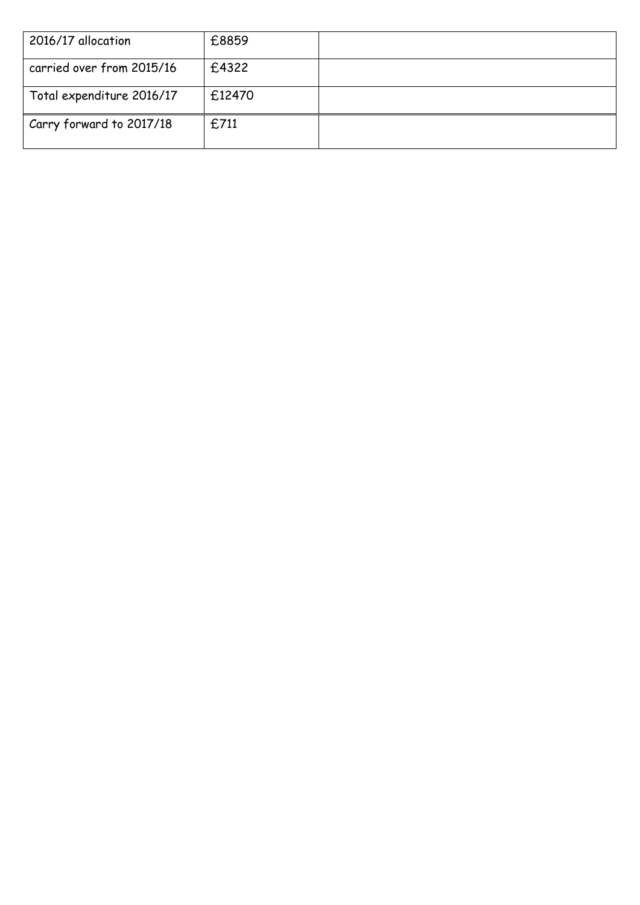| | | |
|---|---|---|
| 2016/17 allocation | £8859 | |
| carried over from 2015/16 | £4322 | |
| Total expenditure 2016/17 | £12470 | |
| Carry forward to 2017/18 | £711 | |